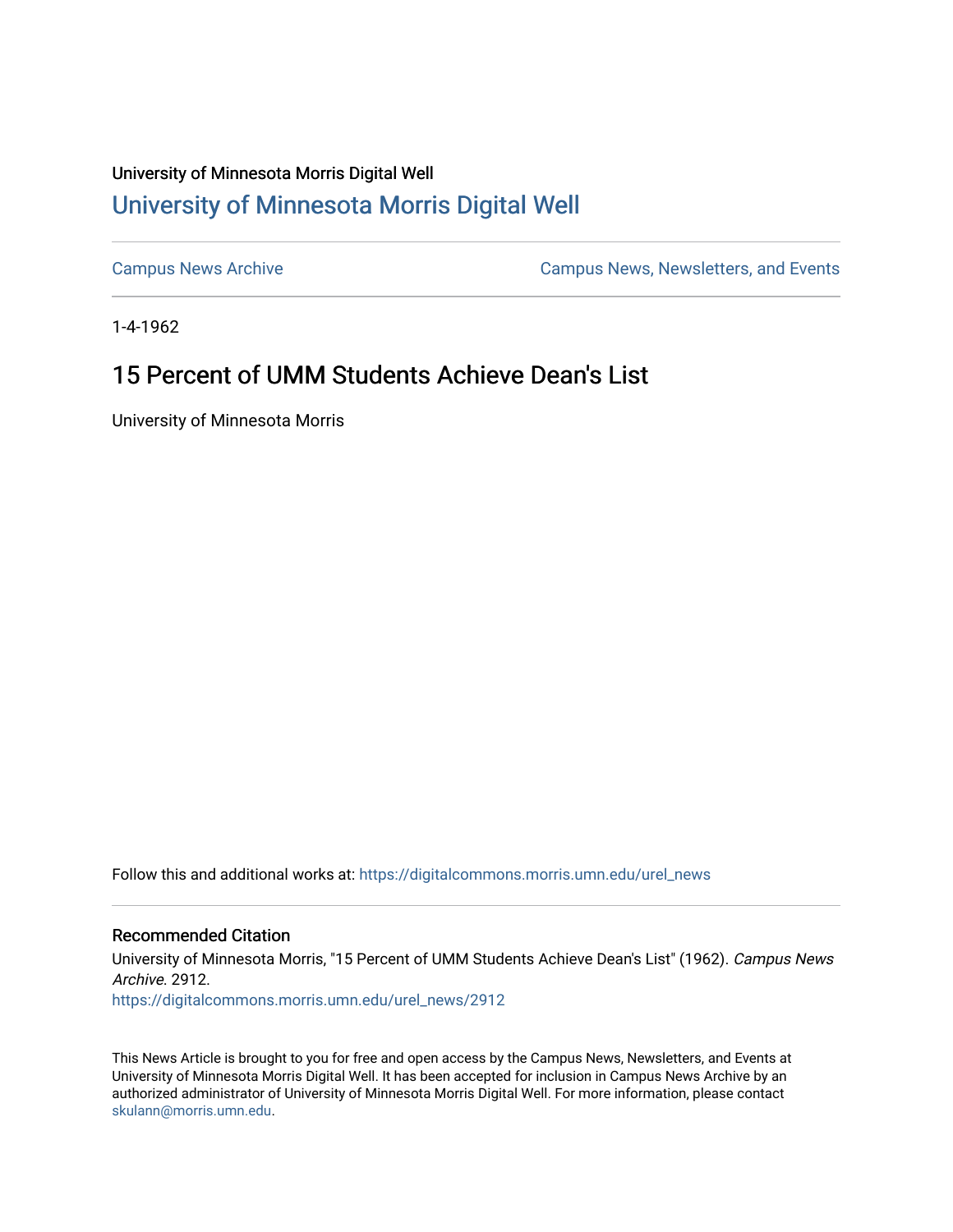University of Minnesota Morris Digital Well

# University of Minnesota Morris Digital Well

Campus News Archive

Campus News, Newsletters, and Events

1-4-1962

## 15 Percent of UMM Students Achieve Dean's List

University of Minnesota Morris

Follow this and additional works at: https://digitalcommons.morris.umn.edu/urel_news

### Recommended Citation

University of Minnesota Morris, "15 Percent of UMM Students Achieve Dean's List" (1962). *Campus News Archive*. 2912.
https://digitalcommons.morris.umn.edu/urel_news/2912

This News Article is brought to you for free and open access by the Campus News, Newsletters, and Events at University of Minnesota Morris Digital Well. It has been accepted for inclusion in Campus News Archive by an authorized administrator of University of Minnesota Morris Digital Well. For more information, please contact skulann@morris.umn.edu.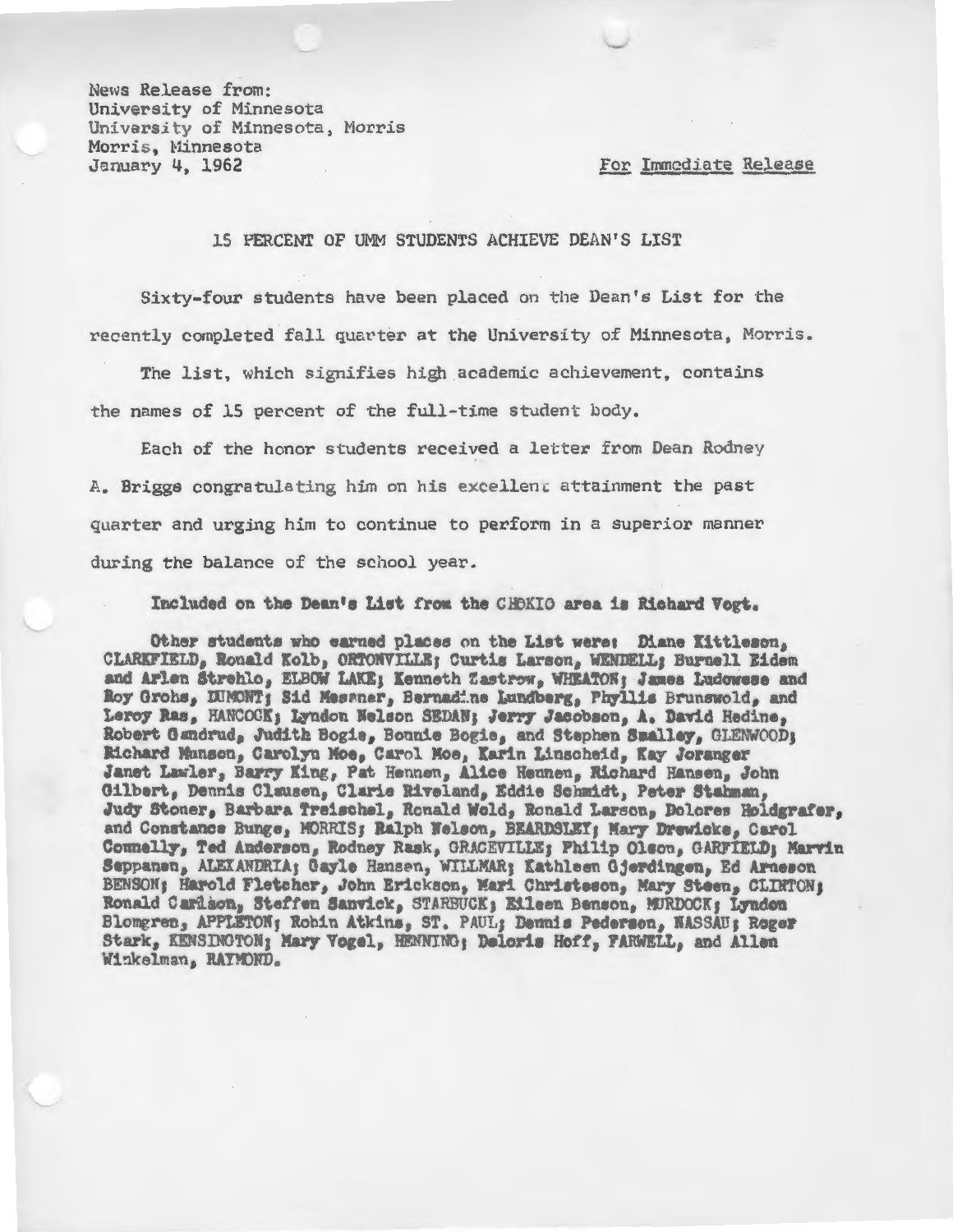News Release from:
University of Minnesota
University of Minnesota, Morris
Morris, Minnesota
January 4, 1962

For Immediate Release

## 15 PERCENT OF UMM STUDENTS ACHIEVE DEAN'S LIST

Sixty-four students have been placed on the Dean's List for the recently completed fall quarter at the University of Minnesota, Morris.

The list, which signifies high academic achievement, contains the names of 15 percent of the full-time student body.

Each of the honor students received a letter from Dean Rodney A. Briggs congratulating him on his excellent attainment the past quarter and urging him to continue to perform in a superior manner during the balance of the school year.

**Included on the Dean's List from the CHOKIO area is Richard Vogt.**

**Other students who earned places on the List were: Diane Kittleson, CLARKFIELD, Ronald Kolb, ORTONVILLE; Curtis Larson, WENDELL; Burnell Eidem and Arlen Strehlo, ELBOW LAKE; Kenneth Zastrow, WHEATON; James Ludowese and Roy Grohs, DUMONT; Sid Messner, Bernadine Lundberg, Phyllis Brunswold, and Leroy Ras, HANCOCK; Lyndon Nelson SEDAN; Jerry Jacobson, A. David Hedine, Robert Gandrud, Judith Bogie, Bonnie Bogie, and Stephen Smalley, GLENWOOD; Richard Munson, Carolyn Moe, Carol Moe, Karin Linscheid, Kay Joranger Janet Lawler, Barry King, Pat Hennen, Alice Hennen, Richard Hansen, John Gilbert, Dennis Clausen, Clarie Riveland, Eddie Schmidt, Peter Stahman, Judy Stoner, Barbara Treischel, Ronald Weld, Ronald Larson, Dolores Holdgrafer, and Constance Bunge, MORRIS; Ralph Nelson, BEARDSLEY; Mary Drewicke, Carol Connelly, Ted Anderson, Rodney Rask, GRACEVILLE; Philip Olson, GARFIELD; Marvin Seppanen, ALEXANDRIA; Gayle Hansen, WILLMAR; Kathleen Gjerdingen, Ed Arneson BENSON; Harold Fletcher, John Erickson, Mari Christeson, Mary Steen, CLINTON; Ronald Carlson, Steffen Sanvick, STARBUCK; Eileen Benson, MURDOCK; Lyndon Blomgren, APPLETON; Robin Atkins, ST. PAUL; Dennis Pederson, NASSAU; Roger Stark, KENSINGTON; Mary Vogel, HENNING; Deloris Hoff, FARWELL, and Allen Winkelman, RAYMOND.**